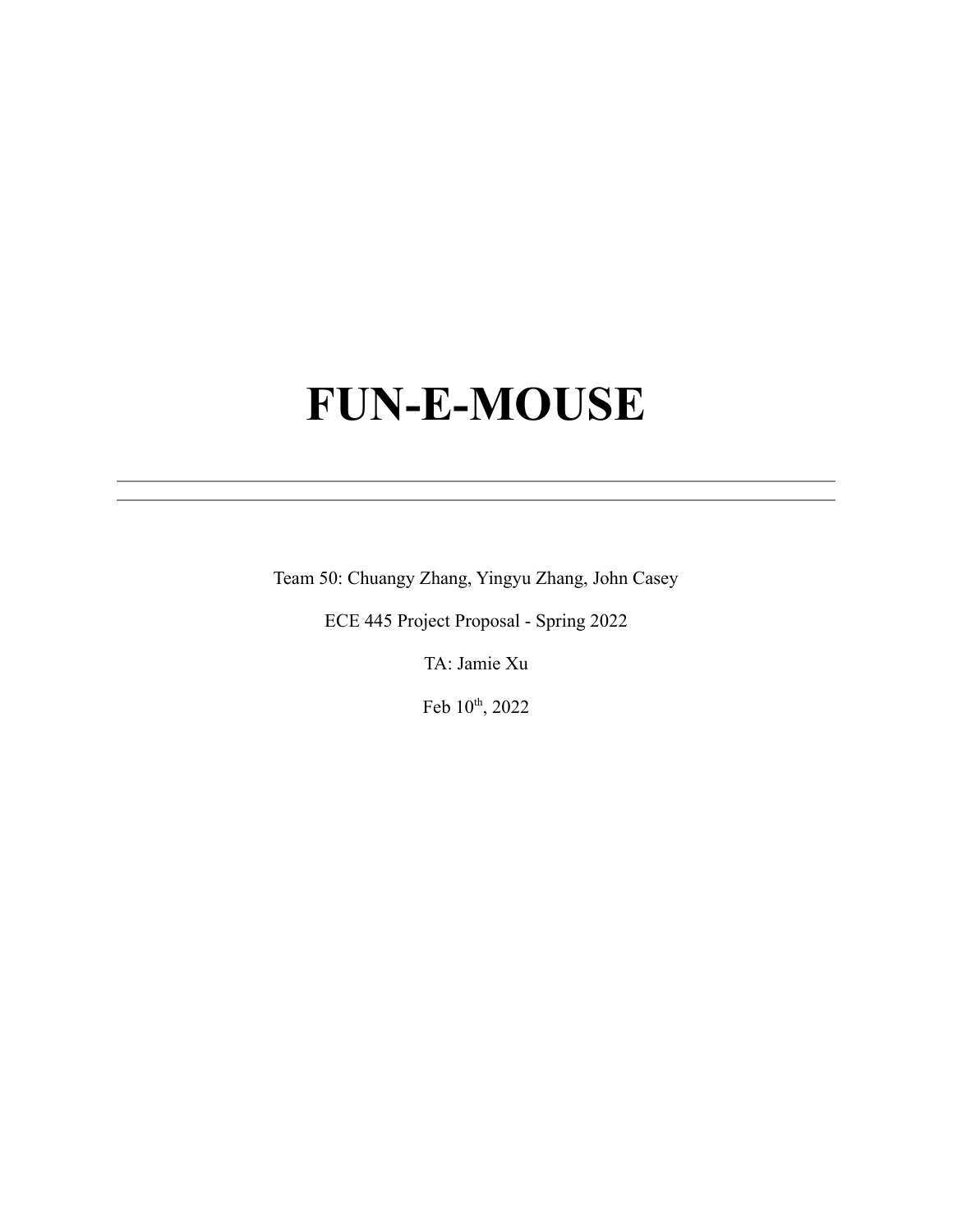# FUN-E-MOUSE

---

Team 50: Chuangy Zhang, Yingyu Zhang, John Casey

ECE 445 Project Proposal - Spring 2022

TA: Jamie Xu

Feb 10th, 2022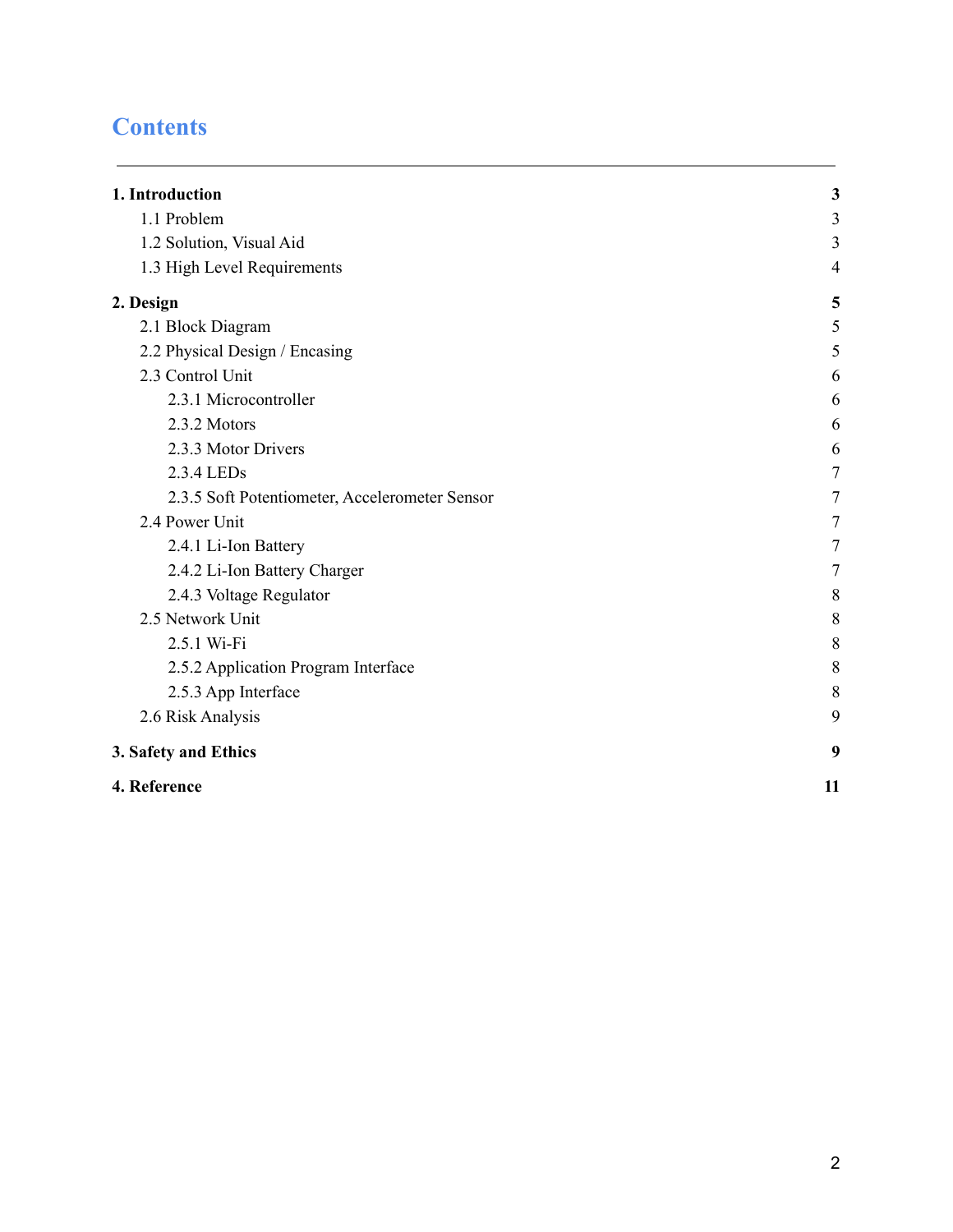# Contents

| | |
|---|---|
| **1. Introduction** | **3** |
| 1.1 Problem | 3 |
| 1.2 Solution, Visual Aid | 3 |
| 1.3 High Level Requirements | 4 |
| **2. Design** | **5** |
| 2.1 Block Diagram | 5 |
| 2.2 Physical Design / Encasing | 5 |
| 2.3 Control Unit | 6 |
| 2.3.1 Microcontroller | 6 |
| 2.3.2 Motors | 6 |
| 2.3.3 Motor Drivers | 6 |
| 2.3.4 LEDs | 7 |
| 2.3.5 Soft Potentiometer, Accelerometer Sensor | 7 |
| 2.4 Power Unit | 7 |
| 2.4.1 Li-Ion Battery | 7 |
| 2.4.2 Li-Ion Battery Charger | 7 |
| 2.4.3 Voltage Regulator | 8 |
| 2.5 Network Unit | 8 |
| 2.5.1 Wi-Fi | 8 |
| 2.5.2 Application Program Interface | 8 |
| 2.5.3 App Interface | 8 |
| 2.6 Risk Analysis | 9 |
| **3. Safety and Ethics** | **9** |
| **4. Reference** | **11** |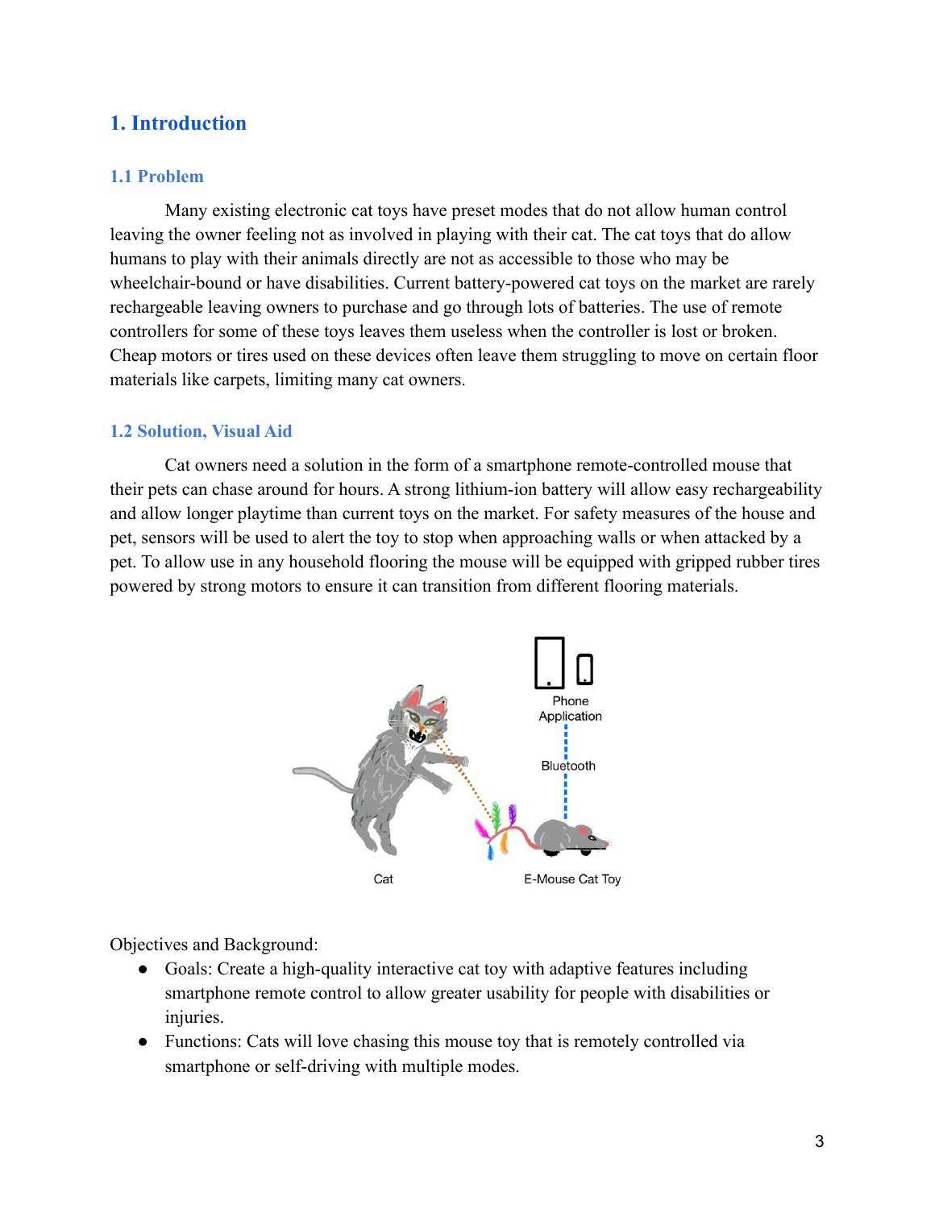# 1. Introduction

## 1.1 Problem

Many existing electronic cat toys have preset modes that do not allow human control leaving the owner feeling not as involved in playing with their cat. The cat toys that do allow humans to play with their animals directly are not as accessible to those who may be wheelchair-bound or have disabilities. Current battery-powered cat toys on the market are rarely rechargeable leaving owners to purchase and go through lots of batteries. The use of remote controllers for some of these toys leaves them useless when the controller is lost or broken. Cheap motors or tires used on these devices often leave them struggling to move on certain floor materials like carpets, limiting many cat owners.

## 1.2 Solution, Visual Aid

Cat owners need a solution in the form of a smartphone remote-controlled mouse that their pets can chase around for hours. A strong lithium-ion battery will allow easy rechargeability and allow longer playtime than current toys on the market. For safety measures of the house and pet, sensors will be used to alert the toy to stop when approaching walls or when attacked by a pet. To allow use in any household flooring the mouse will be equipped with gripped rubber tires powered by strong motors to ensure it can transition from different flooring materials.

Phone Application

Bluetooth

Cat

E-Mouse Cat Toy

Objectives and Background:

- Goals: Create a high-quality interactive cat toy with adaptive features including smartphone remote control to allow greater usability for people with disabilities or injuries.
- Functions: Cats will love chasing this mouse toy that is remotely controlled via smartphone or self-driving with multiple modes.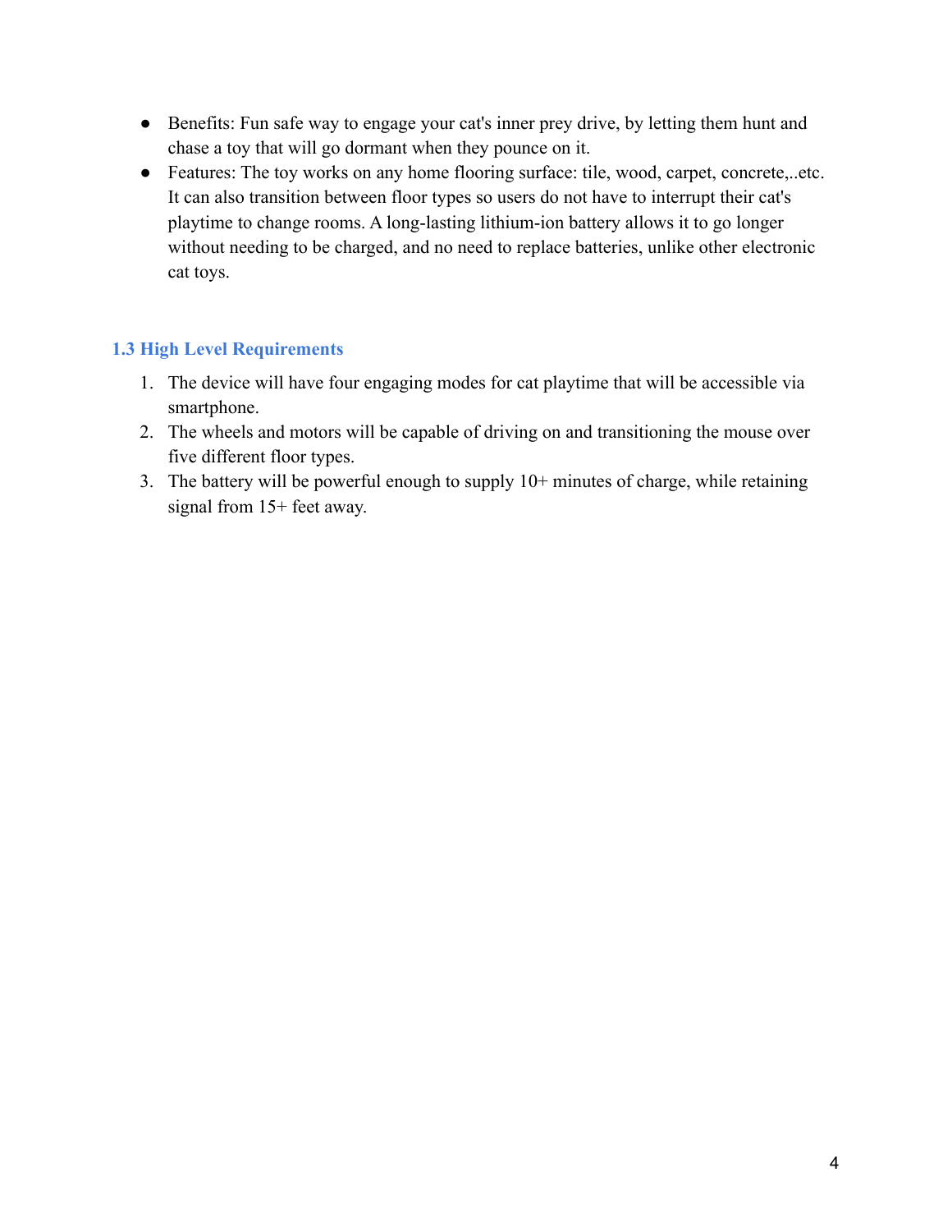- Benefits: Fun safe way to engage your cat's inner prey drive, by letting them hunt and chase a toy that will go dormant when they pounce on it.
- Features: The toy works on any home flooring surface: tile, wood, carpet, concrete,..etc. It can also transition between floor types so users do not have to interrupt their cat's playtime to change rooms. A long-lasting lithium-ion battery allows it to go longer without needing to be charged, and no need to replace batteries, unlike other electronic cat toys.

### 1.3 High Level Requirements

1. The device will have four engaging modes for cat playtime that will be accessible via smartphone.
2. The wheels and motors will be capable of driving on and transitioning the mouse over five different floor types.
3. The battery will be powerful enough to supply 10+ minutes of charge, while retaining signal from 15+ feet away.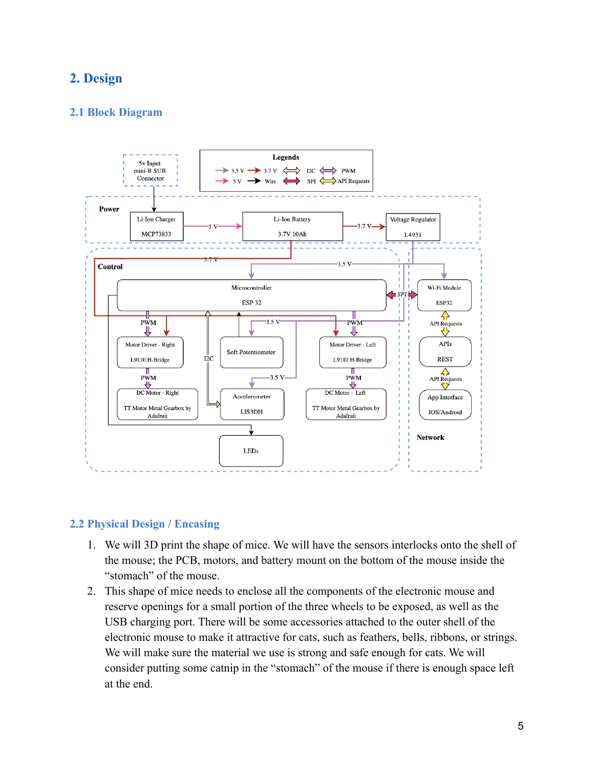# 2. Design

## 2.1 Block Diagram

## 2.2 Physical Design / Encasing

1. We will 3D print the shape of mice. We will have the sensors interlocks onto the shell of the mouse; the PCB, motors, and battery mount on the bottom of the mouse inside the "stomach" of the mouse.
2. This shape of mice needs to enclose all the components of the electronic mouse and reserve openings for a small portion of the three wheels to be exposed, as well as the USB charging port. There will be some accessories attached to the outer shell of the electronic mouse to make it attractive for cats, such as feathers, bells, ribbons, or strings. We will make sure the material we use is strong and safe enough for cats. We will consider putting some catnip in the "stomach" of the mouse if there is enough space left at the end.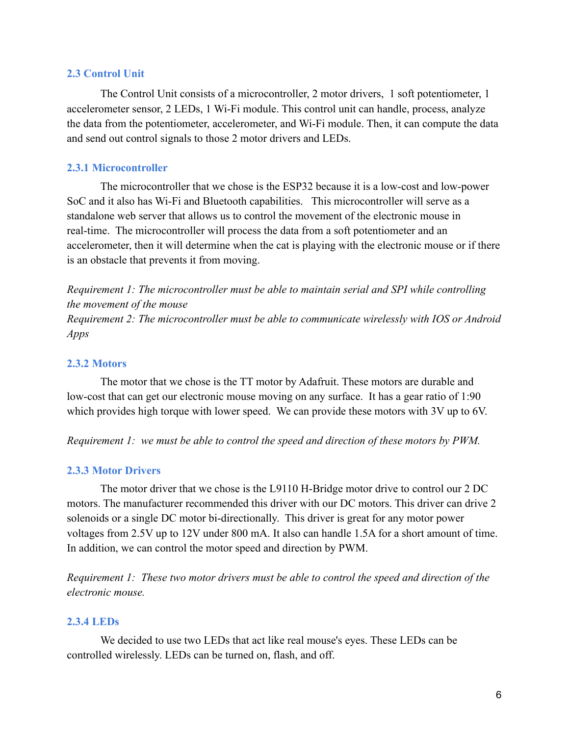### 2.3 Control Unit

The Control Unit consists of a microcontroller, 2 motor drivers, 1 soft potentiometer, 1 accelerometer sensor, 2 LEDs, 1 Wi-Fi module. This control unit can handle, process, analyze the data from the potentiometer, accelerometer, and Wi-Fi module. Then, it can compute the data and send out control signals to those 2 motor drivers and LEDs.

#### 2.3.1 Microcontroller

The microcontroller that we chose is the ESP32 because it is a low-cost and low-power SoC and it also has Wi-Fi and Bluetooth capabilities. This microcontroller will serve as a standalone web server that allows us to control the movement of the electronic mouse in real-time. The microcontroller will process the data from a soft potentiometer and an accelerometer, then it will determine when the cat is playing with the electronic mouse or if there is an obstacle that prevents it from moving.

*Requirement 1: The microcontroller must be able to maintain serial and SPI while controlling the movement of the mouse*
*Requirement 2: The microcontroller must be able to communicate wirelessly with IOS or Android Apps*

#### 2.3.2 Motors

The motor that we chose is the TT motor by Adafruit. These motors are durable and low-cost that can get our electronic mouse moving on any surface. It has a gear ratio of 1:90 which provides high torque with lower speed. We can provide these motors with 3V up to 6V.

*Requirement 1: we must be able to control the speed and direction of these motors by PWM.*

#### 2.3.3 Motor Drivers

The motor driver that we chose is the L9110 H-Bridge motor drive to control our 2 DC motors. The manufacturer recommended this driver with our DC motors. This driver can drive 2 solenoids or a single DC motor bi-directionally. This driver is great for any motor power voltages from 2.5V up to 12V under 800 mA. It also can handle 1.5A for a short amount of time. In addition, we can control the motor speed and direction by PWM.

*Requirement 1: These two motor drivers must be able to control the speed and direction of the electronic mouse.*

#### 2.3.4 LEDs

We decided to use two LEDs that act like real mouse's eyes. These LEDs can be controlled wirelessly. LEDs can be turned on, flash, and off.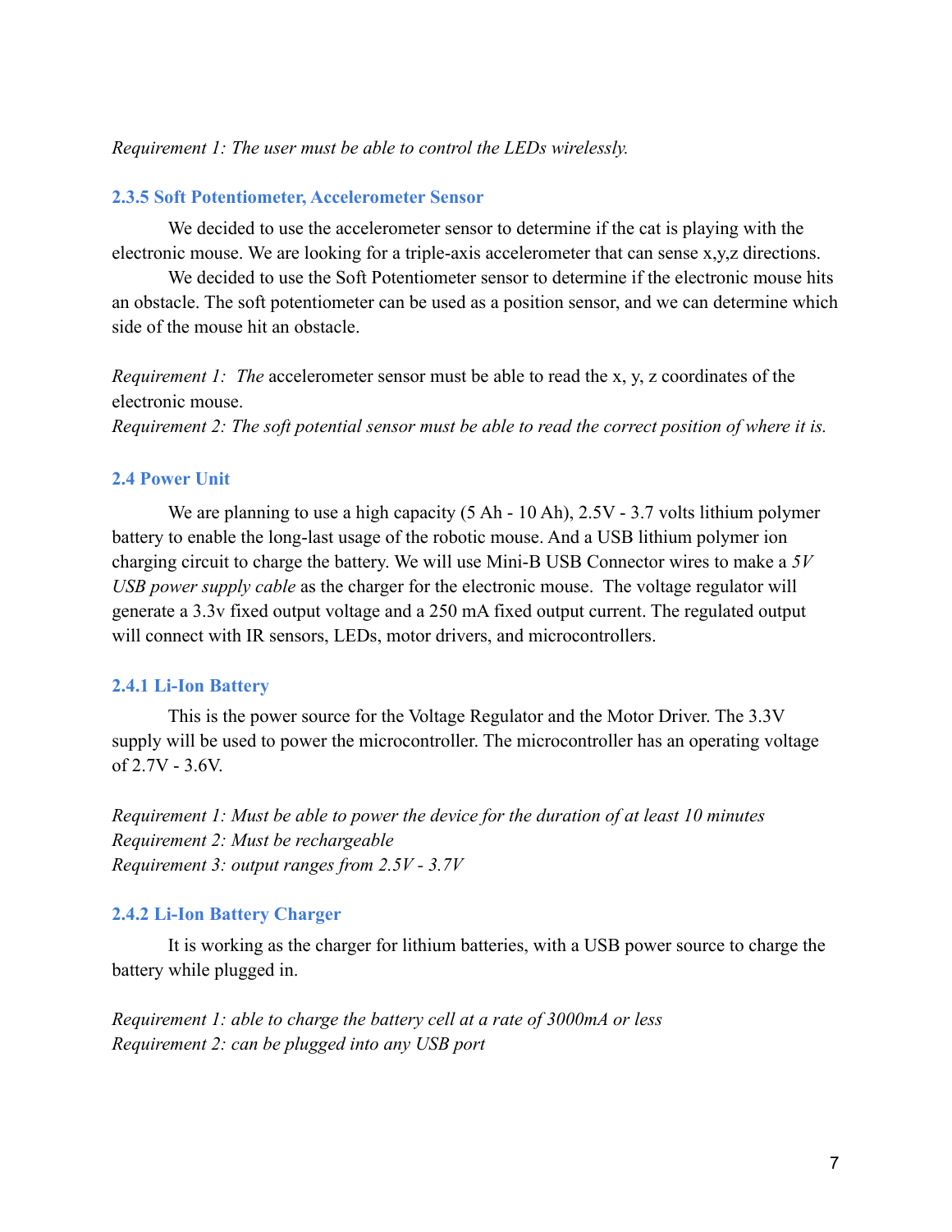*Requirement 1: The user must be able to control the LEDs wirelessly.*

### 2.3.5 Soft Potentiometer, Accelerometer Sensor

We decided to use the accelerometer sensor to determine if the cat is playing with the electronic mouse. We are looking for a triple-axis accelerometer that can sense x,y,z directions.

We decided to use the Soft Potentiometer sensor to determine if the electronic mouse hits an obstacle. The soft potentiometer can be used as a position sensor, and we can determine which side of the mouse hit an obstacle.

*Requirement 1: The* accelerometer sensor must be able to read the x, y, z coordinates of the electronic mouse.
*Requirement 2: The soft potential sensor must be able to read the correct position of where it is.*

## 2.4 Power Unit

We are planning to use a high capacity (5 Ah - 10 Ah), 2.5V - 3.7 volts lithium polymer battery to enable the long-last usage of the robotic mouse. And a USB lithium polymer ion charging circuit to charge the battery. We will use Mini-B USB Connector wires to make a *5V USB power supply cable* as the charger for the electronic mouse. The voltage regulator will generate a 3.3v fixed output voltage and a 250 mA fixed output current. The regulated output will connect with IR sensors, LEDs, motor drivers, and microcontrollers.

### 2.4.1 Li-Ion Battery

This is the power source for the Voltage Regulator and the Motor Driver. The 3.3V supply will be used to power the microcontroller. The microcontroller has an operating voltage of 2.7V - 3.6V.

*Requirement 1: Must be able to power the device for the duration of at least 10 minutes*
*Requirement 2: Must be rechargeable*
*Requirement 3: output ranges from 2.5V - 3.7V*

### 2.4.2 Li-Ion Battery Charger

It is working as the charger for lithium batteries, with a USB power source to charge the battery while plugged in.

*Requirement 1: able to charge the battery cell at a rate of 3000mA or less*
*Requirement 2: can be plugged into any USB port*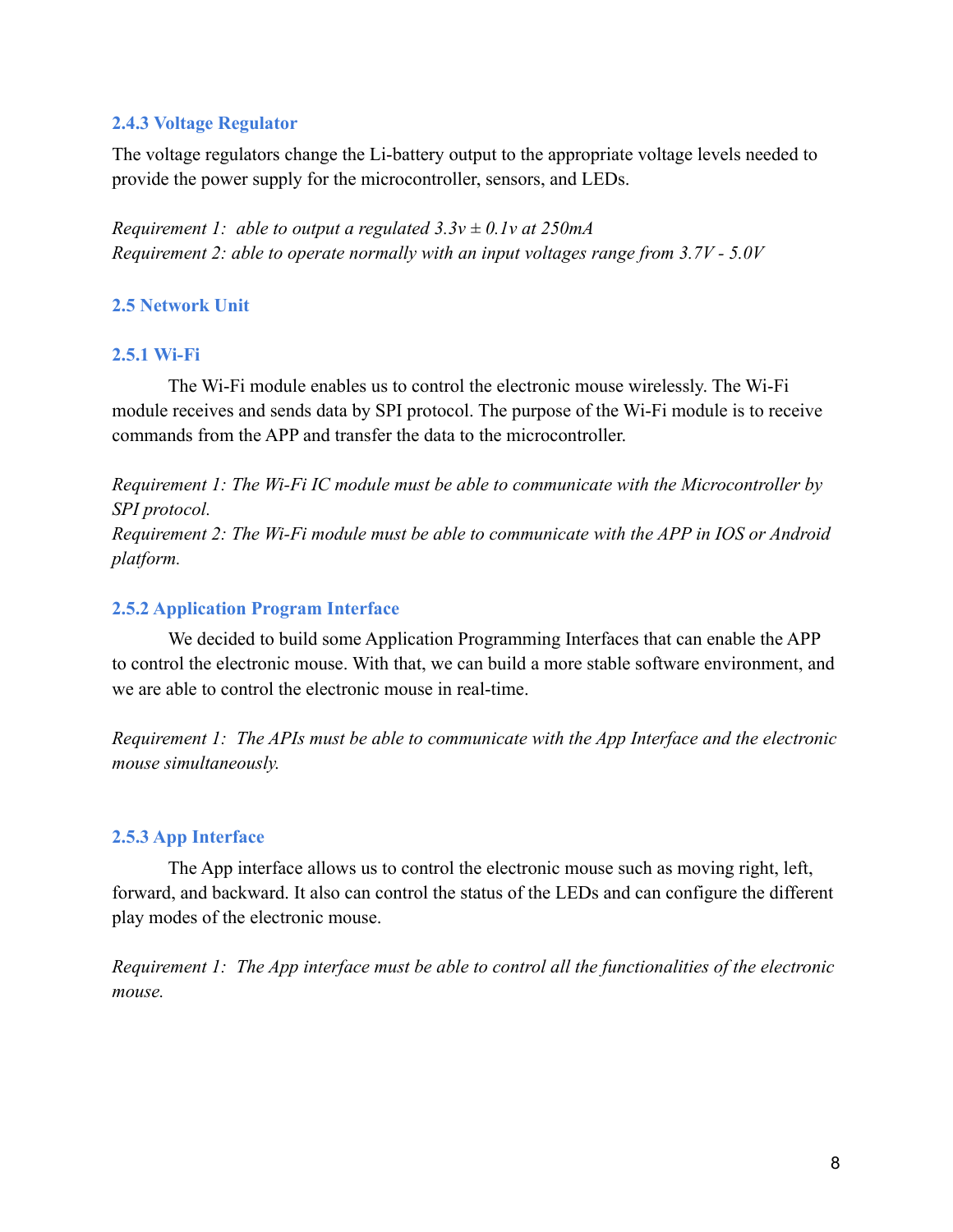### 2.4.3 Voltage Regulator

The voltage regulators change the Li-battery output to the appropriate voltage levels needed to provide the power supply for the microcontroller, sensors, and LEDs.

*Requirement 1: able to output a regulated 3.3v ± 0.1v at 250mA*
*Requirement 2: able to operate normally with an input voltages range from 3.7V - 5.0V*

## 2.5 Network Unit

### 2.5.1 Wi-Fi

The Wi-Fi module enables us to control the electronic mouse wirelessly. The Wi-Fi module receives and sends data by SPI protocol. The purpose of the Wi-Fi module is to receive commands from the APP and transfer the data to the microcontroller.

*Requirement 1: The Wi-Fi IC module must be able to communicate with the Microcontroller by SPI protocol.*
*Requirement 2: The Wi-Fi module must be able to communicate with the APP in IOS or Android platform.*

### 2.5.2 Application Program Interface

We decided to build some Application Programming Interfaces that can enable the APP to control the electronic mouse. With that, we can build a more stable software environment, and we are able to control the electronic mouse in real-time.

*Requirement 1: The APIs must be able to communicate with the App Interface and the electronic mouse simultaneously.*

### 2.5.3 App Interface

The App interface allows us to control the electronic mouse such as moving right, left, forward, and backward. It also can control the status of the LEDs and can configure the different play modes of the electronic mouse.

*Requirement 1: The App interface must be able to control all the functionalities of the electronic mouse.*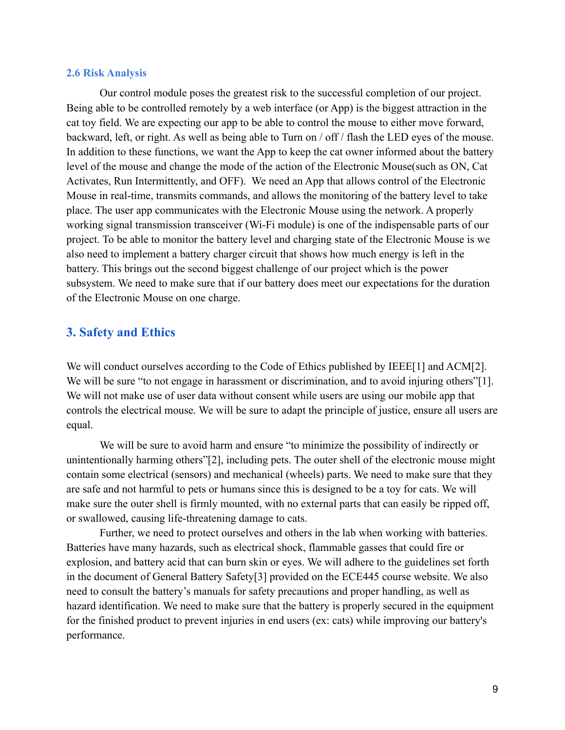### 2.6 Risk Analysis

Our control module poses the greatest risk to the successful completion of our project. Being able to be controlled remotely by a web interface (or App) is the biggest attraction in the cat toy field. We are expecting our app to be able to control the mouse to either move forward, backward, left, or right. As well as being able to Turn on / off / flash the LED eyes of the mouse. In addition to these functions, we want the App to keep the cat owner informed about the battery level of the mouse and change the mode of the action of the Electronic Mouse(such as ON, Cat Activates, Run Intermittently, and OFF). We need an App that allows control of the Electronic Mouse in real-time, transmits commands, and allows the monitoring of the battery level to take place. The user app communicates with the Electronic Mouse using the network. A properly working signal transmission transceiver (Wi-Fi module) is one of the indispensable parts of our project. To be able to monitor the battery level and charging state of the Electronic Mouse is we also need to implement a battery charger circuit that shows how much energy is left in the battery. This brings out the second biggest challenge of our project which is the power subsystem. We need to make sure that if our battery does meet our expectations for the duration of the Electronic Mouse on one charge.

## 3. Safety and Ethics

We will conduct ourselves according to the Code of Ethics published by IEEE[1] and ACM[2]. We will be sure "to not engage in harassment or discrimination, and to avoid injuring others"[1]. We will not make use of user data without consent while users are using our mobile app that controls the electrical mouse. We will be sure to adapt the principle of justice, ensure all users are equal.

We will be sure to avoid harm and ensure "to minimize the possibility of indirectly or unintentionally harming others"[2], including pets. The outer shell of the electronic mouse might contain some electrical (sensors) and mechanical (wheels) parts. We need to make sure that they are safe and not harmful to pets or humans since this is designed to be a toy for cats. We will make sure the outer shell is firmly mounted, with no external parts that can easily be ripped off, or swallowed, causing life-threatening damage to cats.

Further, we need to protect ourselves and others in the lab when working with batteries. Batteries have many hazards, such as electrical shock, flammable gasses that could fire or explosion, and battery acid that can burn skin or eyes. We will adhere to the guidelines set forth in the document of General Battery Safety[3] provided on the ECE445 course website. We also need to consult the battery's manuals for safety precautions and proper handling, as well as hazard identification. We need to make sure that the battery is properly secured in the equipment for the finished product to prevent injuries in end users (ex: cats) while improving our battery's performance.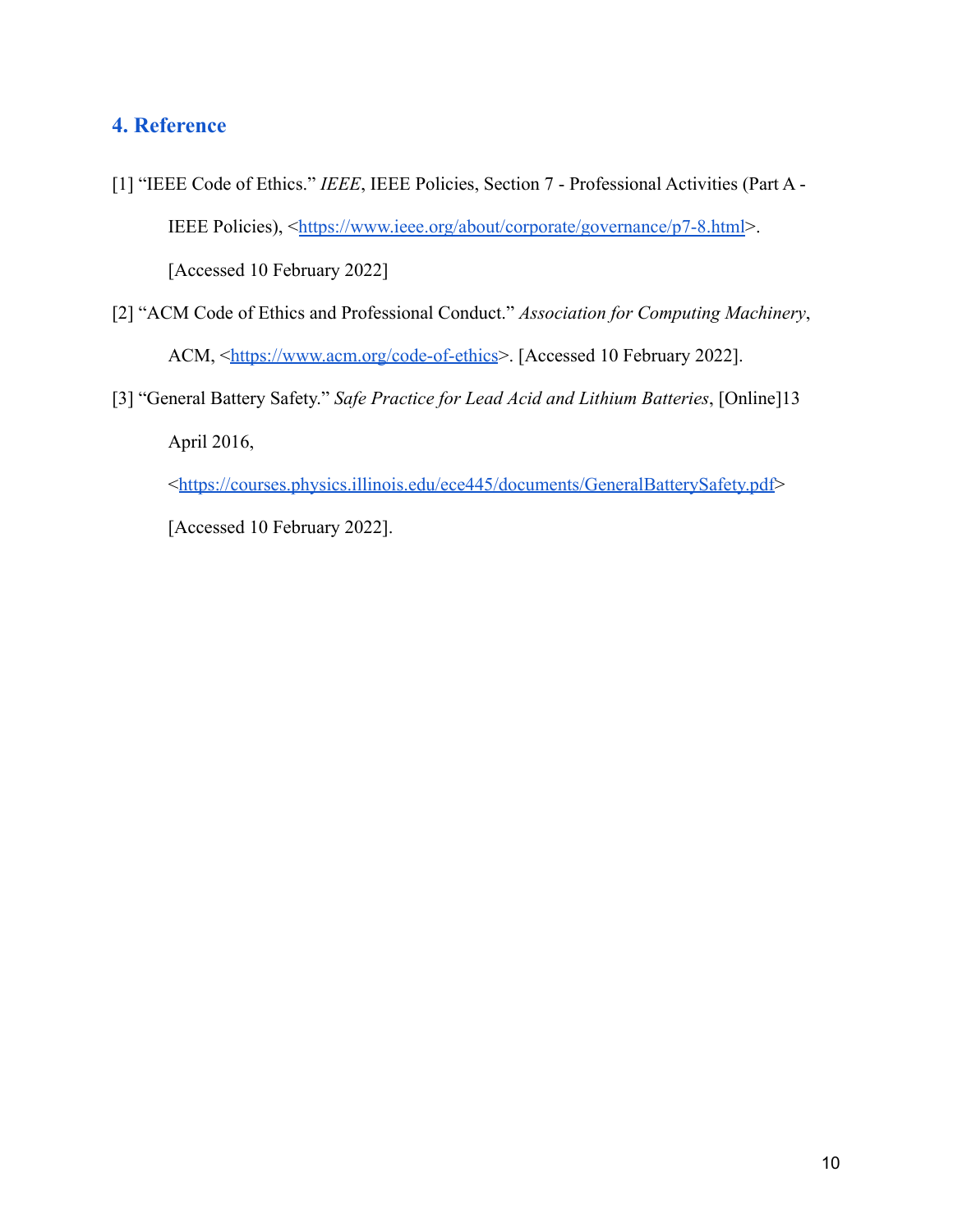## 4. Reference

[1] "IEEE Code of Ethics." *IEEE*, IEEE Policies, Section 7 - Professional Activities (Part A - IEEE Policies), <https://www.ieee.org/about/corporate/governance/p7-8.html>. [Accessed 10 February 2022]

[2] "ACM Code of Ethics and Professional Conduct." *Association for Computing Machinery*, ACM, <https://www.acm.org/code-of-ethics>. [Accessed 10 February 2022].

[3] "General Battery Safety." *Safe Practice for Lead Acid and Lithium Batteries*, [Online]13 April 2016, <https://courses.physics.illinois.edu/ece445/documents/GeneralBatterySafety.pdf> [Accessed 10 February 2022].